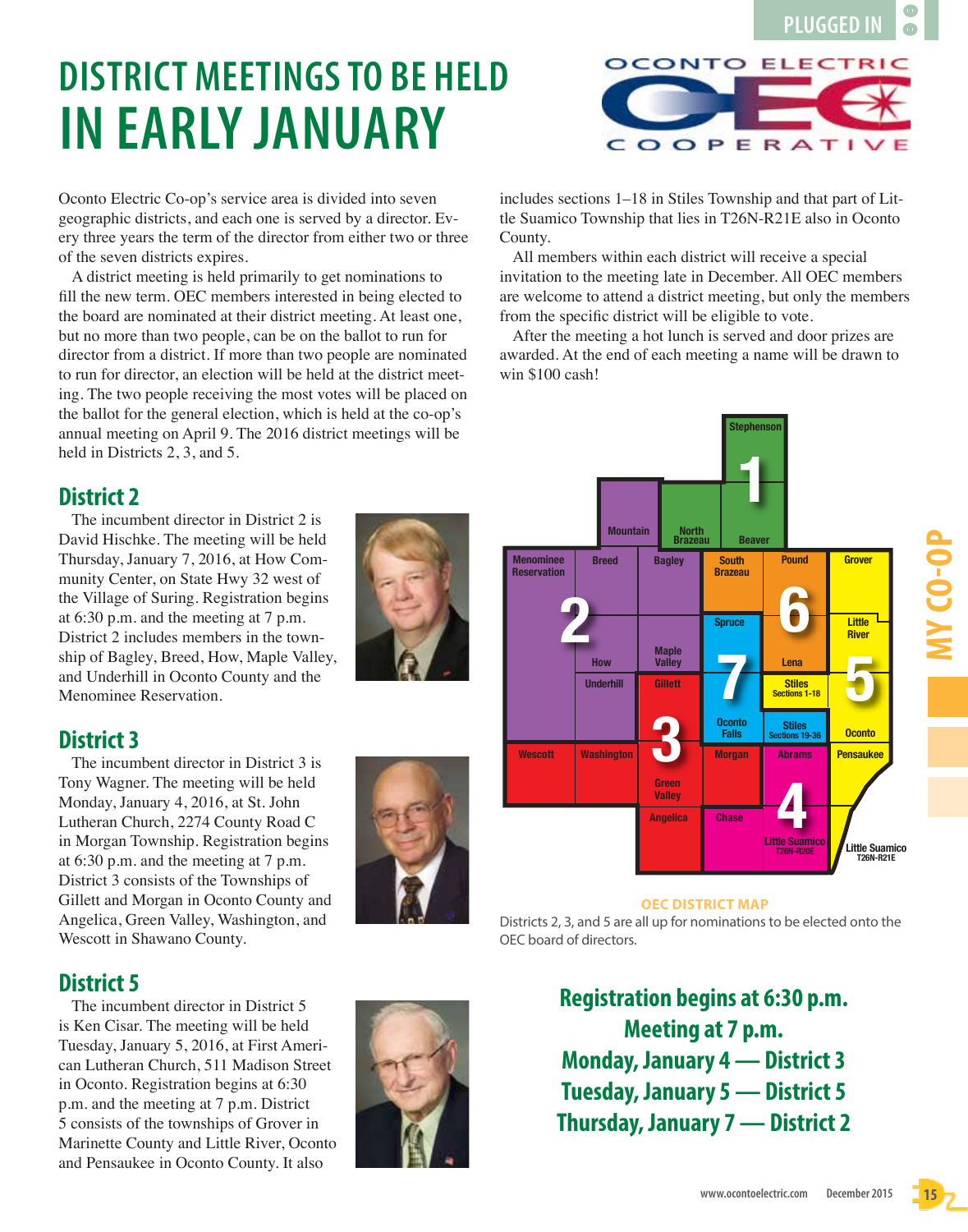# DISTRICT MEETINGS TO BE HELD IN EARLY JANUARY

Oconto Electric Co-op's service area is divided into seven geographic districts, and each one is served by a director. Every three years the term of the director from either two or three of the seven districts expires.

A district meeting is held primarily to get nominations to fill the new term. OEC members interested in being elected to the board are nominated at their district meeting. At least one, but no more than two people, can be on the ballot to run for director from a district. If more than two people are nominated to run for director, an election will be held at the district meeting. The two people receiving the most votes will be placed on the ballot for the general election, which is held at the co-op's annual meeting on April 9. The 2016 district meetings will be held in Districts 2, 3, and 5.

## District 2

The incumbent director in District 2 is David Hischke. The meeting will be held Thursday, January 7, 2016, at How Community Center, on State Hwy 32 west of the Village of Suring. Registration begins at 6:30 p.m. and the meeting at 7 p.m. District 2 includes members in the township of Bagley, Breed, How, Maple Valley, and Underhill in Oconto County and the Menominee Reservation.

## District 3

The incumbent director in District 3 is Tony Wagner. The meeting will be held Monday, January 4, 2016, at St. John Lutheran Church, 2274 County Road C in Morgan Township. Registration begins at 6:30 p.m. and the meeting at 7 p.m. District 3 consists of the Townships of Gillett and Morgan in Oconto County and Angelica, Green Valley, Washington, and Wescott in Shawano County.

## District 5

The incumbent director in District 5 is Ken Cisar. The meeting will be held Tuesday, January 5, 2016, at First American Lutheran Church, 511 Madison Street in Oconto. Registration begins at 6:30 p.m. and the meeting at 7 p.m. District 5 consists of the townships of Grover in Marinette County and Little River, Oconto and Pensaukee in Oconto County. It also includes sections 1–18 in Stiles Township and that part of Little Suamico Township that lies in T26N-R21E also in Oconto County.

All members within each district will receive a special invitation to the meeting late in December. All OEC members are welcome to attend a district meeting, but only the members from the specific district will be eligible to vote.

After the meeting a hot lunch is served and door prizes are awarded. At the end of each meeting a name will be drawn to win $100 cash!

**OEC DISTRICT MAP**

Districts 2, 3, and 5 are all up for nominations to be elected onto the OEC board of directors.

**Registration begins at 6:30 p.m.**
**Meeting at 7 p.m.**
**Monday, January 4 — District 3**
**Tuesday, January 5 — District 5**
**Thursday, January 7 — District 2**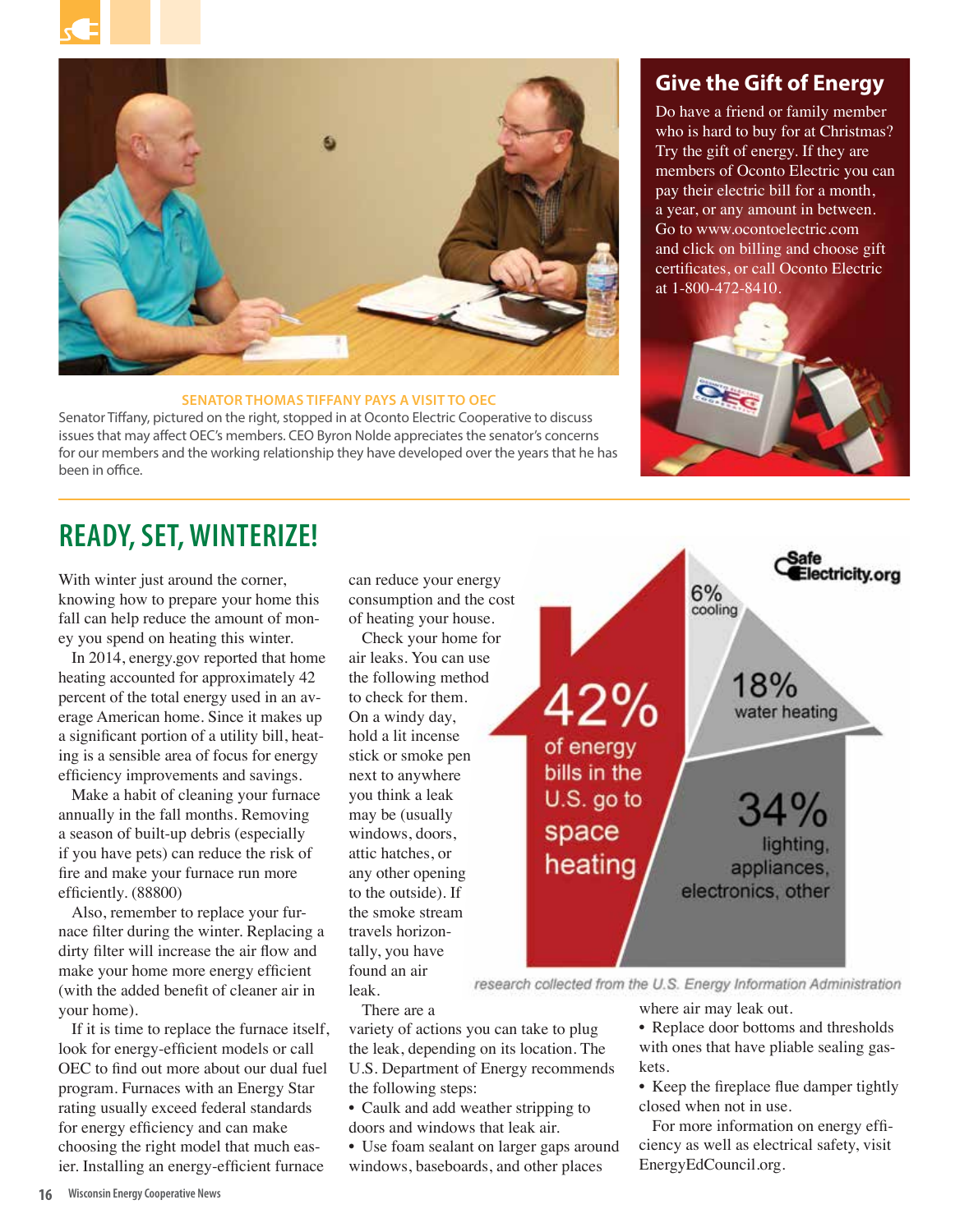**SENATOR THOMAS TIFFANY PAYS A VISIT TO OEC**

Senator Tiffany, pictured on the right, stopped in at Oconto Electric Cooperative to discuss issues that may affect OEC's members. CEO Byron Nolde appreciates the senator's concerns for our members and the working relationship they have developed over the years that he has been in office.

## Give the Gift of Energy

Do have a friend or family member who is hard to buy for at Christmas? Try the gift of energy. If they are members of Oconto Electric you can pay their electric bill for a month, a year, or any amount in between. Go to www.ocontoelectric.com and click on billing and choose gift certificates, or call Oconto Electric at 1-800-472-8410.

# READY, SET, WINTERIZE!

With winter just around the corner, knowing how to prepare your home this fall can help reduce the amount of money you spend on heating this winter.

In 2014, energy.gov reported that home heating accounted for approximately 42 percent of the total energy used in an average American home. Since it makes up a significant portion of a utility bill, heating is a sensible area of focus for energy efficiency improvements and savings.

Make a habit of cleaning your furnace annually in the fall months. Removing a season of built-up debris (especially if you have pets) can reduce the risk of fire and make your furnace run more efficiently. (88800)

Also, remember to replace your furnace filter during the winter. Replacing a dirty filter will increase the air flow and make your home more energy efficient (with the added benefit of cleaner air in your home).

If it is time to replace the furnace itself, look for energy-efficient models or call OEC to find out more about our dual fuel program. Furnaces with an Energy Star rating usually exceed federal standards for energy efficiency and can make choosing the right model that much easier. Installing an energy-efficient furnace can reduce your energy consumption and the cost of heating your house.

Check your home for air leaks. You can use the following method to check for them. On a windy day, hold a lit incense stick or smoke pen next to anywhere you think a leak may be (usually windows, doors, attic hatches, or any other opening to the outside). If the smoke stream travels horizontally, you have found an air leak.

There are a variety of actions you can take to plug the leak, depending on its location. The U.S. Department of Energy recommends the following steps:

- Caulk and add weather stripping to doors and windows that leak air.
- Use foam sealant on larger gaps around windows, baseboards, and other places where air may leak out.
- Replace door bottoms and thresholds with ones that have pliable sealing gaskets.
- Keep the fireplace flue damper tightly closed when not in use.

For more information on energy efficiency as well as electrical safety, visit EnergyEdCouncil.org.

SafeElectricity.org

42% of energy bills in the U.S. go to space heating

6% cooling

18% water heating

34% lighting, appliances, electronics, other

*research collected from the U.S. Energy Information Administration*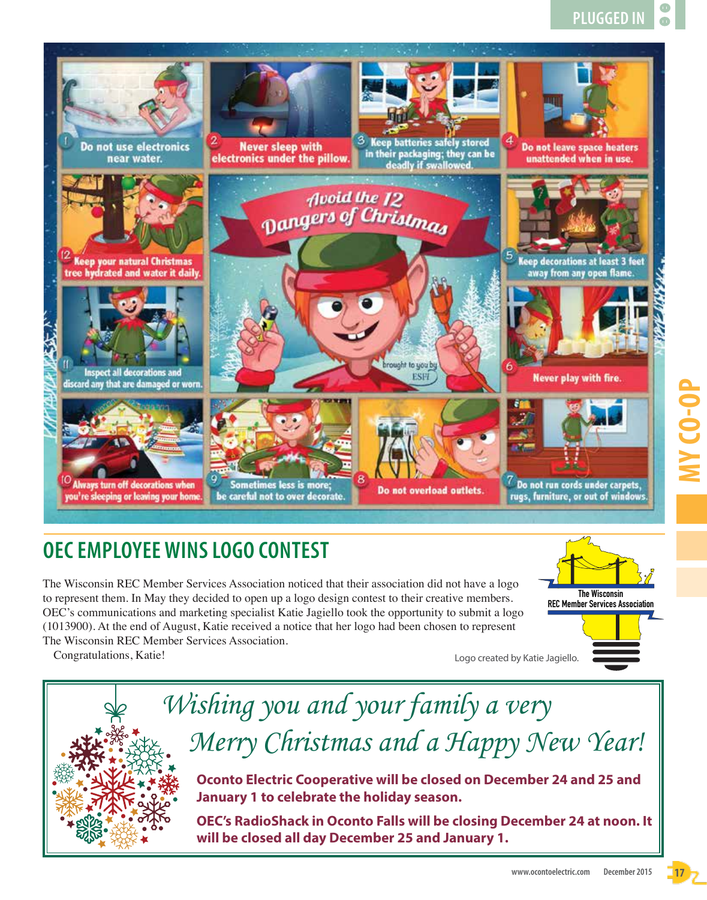# Avoid the 12 Dangers of Christmas

1. Do not use electronics near water.
2. Never sleep with electronics under the pillow.
3. Keep batteries safely stored in their packaging; they can be deadly if swallowed.
4. Do not leave space heaters unattended when in use.
5. Keep decorations at least 3 feet away from any open flame.
6. Never play with fire.
7. Do not run cords under carpets, rugs, furniture, or out of windows.
8. Do not overload outlets.
9. Sometimes less is more; be careful not to over decorate.
10. Always turn off decorations when you're sleeping or leaving your home.
11. Inspect all decorations and discard any that are damaged or worn.
12. Keep your natural Christmas tree hydrated and water it daily.

brought to you by ESFi

## OEC EMPLOYEE WINS LOGO CONTEST

The Wisconsin REC Member Services Association noticed that their association did not have a logo to represent them. In May they decided to open up a logo design contest to their creative members. OEC's communications and marketing specialist Katie Jagiello took the opportunity to submit a logo (1013900). At the end of August, Katie received a notice that her logo had been chosen to represent The Wisconsin REC Member Services Association.

Congratulations, Katie!

The Wisconsin REC Member Services Association

Logo created by Katie Jagiello.

*Wishing you and your family a very Merry Christmas and a Happy New Year!*

**Oconto Electric Cooperative will be closed on December 24 and 25 and January 1 to celebrate the holiday season.**

**OEC's RadioShack in Oconto Falls will be closing December 24 at noon. It will be closed all day December 25 and January 1.**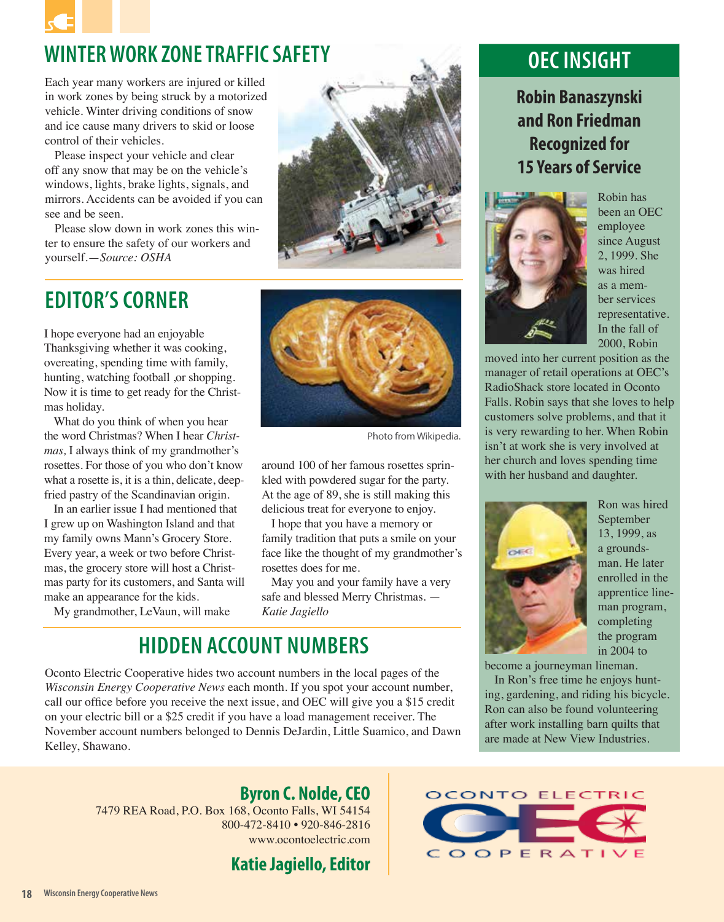## WINTER WORK ZONE TRAFFIC SAFETY

Each year many workers are injured or killed in work zones by being struck by a motorized vehicle. Winter driving conditions of snow and ice cause many drivers to skid or loose control of their vehicles.

Please inspect your vehicle and clear off any snow that may be on the vehicle's windows, lights, brake lights, signals, and mirrors. Accidents can be avoided if you can see and be seen.

Please slow down in work zones this winter to ensure the safety of our workers and yourself.—*Source: OSHA*

## EDITOR'S CORNER

I hope everyone had an enjoyable Thanksgiving whether it was cooking, overeating, spending time with family, hunting, watching football ,or shopping. Now it is time to get ready for the Christmas holiday.

What do you think of when you hear the word Christmas? When I hear *Christmas,* I always think of my grandmother's rosettes. For those of you who don't know what a rosette is, it is a thin, delicate, deep-fried pastry of the Scandinavian origin.

In an earlier issue I had mentioned that I grew up on Washington Island and that my family owns Mann's Grocery Store. Every year, a week or two before Christmas, the grocery store will host a Christmas party for its customers, and Santa will make an appearance for the kids.

My grandmother, LeVaun, will make around 100 of her famous rosettes sprinkled with powdered sugar for the party. At the age of 89, she is still making this delicious treat for everyone to enjoy.

Photo from Wikipedia.

I hope that you have a memory or family tradition that puts a smile on your face like the thought of my grandmother's rosettes does for me.

May you and your family have a very safe and blessed Merry Christmas. —*Katie Jagiello*

## HIDDEN ACCOUNT NUMBERS

Oconto Electric Cooperative hides two account numbers in the local pages of the *Wisconsin Energy Cooperative News* each month. If you spot your account number, call our office before you receive the next issue, and OEC will give you a $15 credit on your electric bill or a $25 credit if you have a load management receiver. The November account numbers belonged to Dennis DeJardin, Little Suamico, and Dawn Kelley, Shawano.

## OEC INSIGHT

### Robin Banaszynski and Ron Friedman Recognized for 15 Years of Service

Robin has been an OEC employee since August 2, 1999. She was hired as a member services representative. In the fall of 2000, Robin moved into her current position as the manager of retail operations at OEC's RadioShack store located in Oconto Falls. Robin says that she loves to help customers solve problems, and that it is very rewarding to her. When Robin isn't at work she is very involved at her church and loves spending time with her husband and daughter.

Ron was hired September 13, 1999, as a groundsman. He later enrolled in the apprentice lineman program, completing the program in 2004 to become a journeyman lineman.

In Ron's free time he enjoys hunting, gardening, and riding his bicycle. Ron can also be found volunteering after work installing barn quilts that are made at New View Industries.

**Byron C. Nolde, CEO**
7479 REA Road, P.O. Box 168, Oconto Falls, WI 54154
800-472-8410 • 920-846-2816
www.ocontoelectric.com

**Katie Jagiello, Editor**

OCONTO ELECTRIC COOPERATIVE